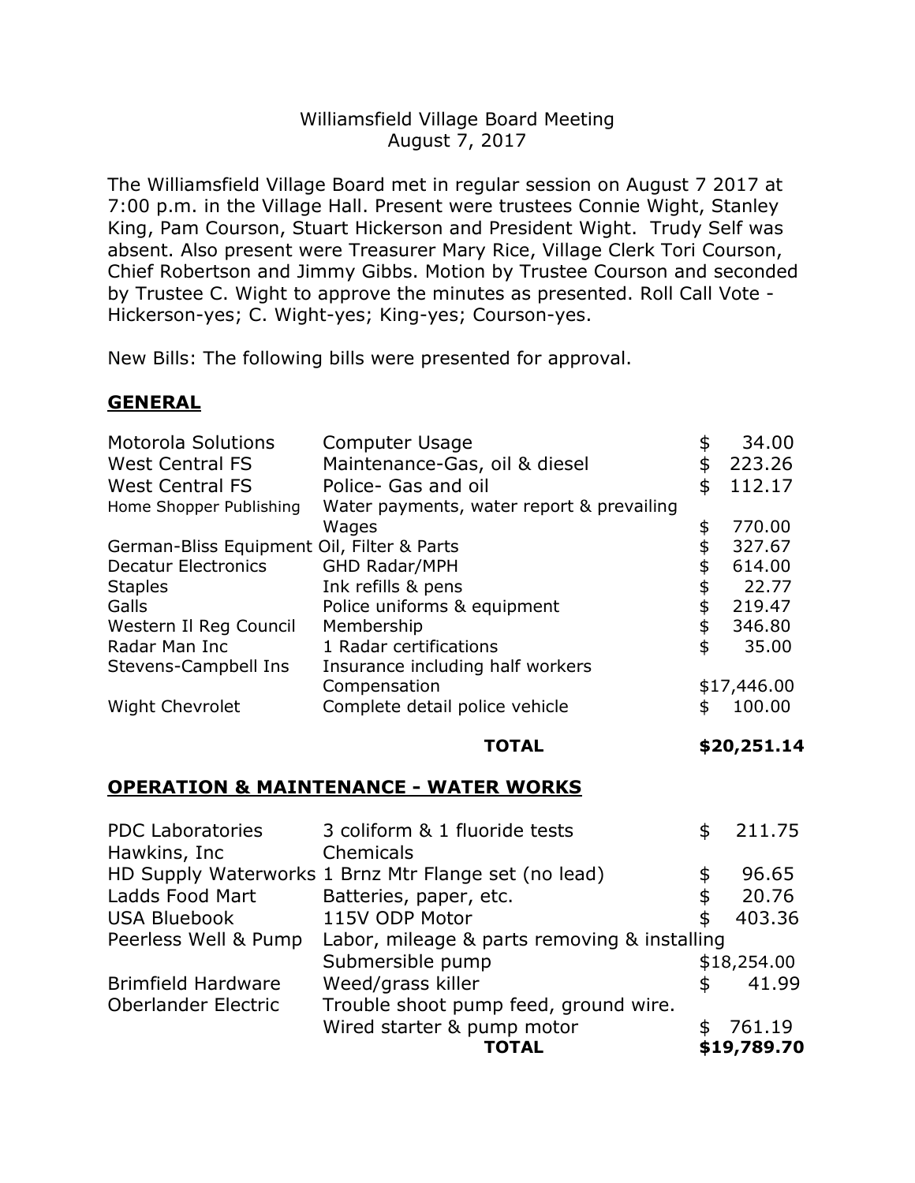Williamsfield Village Board Meeting
August 7, 2017

The Williamsfield Village Board met in regular session on August 7 2017 at 7:00 p.m. in the Village Hall. Present were trustees Connie Wight, Stanley King, Pam Courson, Stuart Hickerson and President Wight. Trudy Self was absent. Also present were Treasurer Mary Rice, Village Clerk Tori Courson, Chief Robertson and Jimmy Gibbs. Motion by Trustee Courson and seconded by Trustee C. Wight to approve the minutes as presented. Roll Call Vote - Hickerson-yes; C. Wight-yes; King-yes; Courson-yes.

New Bills: The following bills were presented for approval.

## GENERAL

| | | |
|---|---|---|
| Motorola Solutions | Computer Usage | $ 34.00 |
| West Central FS | Maintenance-Gas, oil & diesel | $ 223.26 |
| West Central FS | Police- Gas and oil | $ 112.17 |
| Home Shopper Publishing | Water payments, water report & prevailing Wages | $ 770.00 |
| German-Bliss Equipment | Oil, Filter & Parts | $ 327.67 |
| Decatur Electronics | GHD Radar/MPH | $ 614.00 |
| Staples | Ink refills & pens | $ 22.77 |
| Galls | Police uniforms & equipment | $ 219.47 |
| Western Il Reg Council | Membership | $ 346.80 |
| Radar Man Inc | 1 Radar certifications | $ 35.00 |
| Stevens-Campbell Ins | Insurance including half workers Compensation | $17,446.00 |
| Wight Chevrolet | Complete detail police vehicle | $ 100.00 |
| | **TOTAL** | **$20,251.14** |

## OPERATION & MAINTENANCE - WATER WORKS

| | | |
|---|---|---|
| PDC Laboratories | 3 coliform & 1 fluoride tests | $ 211.75 |
| Hawkins, Inc | Chemicals | |
| HD Supply Waterworks | 1 Brnz Mtr Flange set (no lead) | $ 96.65 |
| Ladds Food Mart | Batteries, paper, etc. | $ 20.76 |
| USA Bluebook | 115V ODP Motor | $ 403.36 |
| Peerless Well & Pump | Labor, mileage & parts removing & installing Submersible pump | $18,254.00 |
| Brimfield Hardware | Weed/grass killer | $ 41.99 |
| Oberlander Electric | Trouble shoot pump feed, ground wire. Wired starter & pump motor | $ 761.19 |
| | **TOTAL** | **$19,789.70** |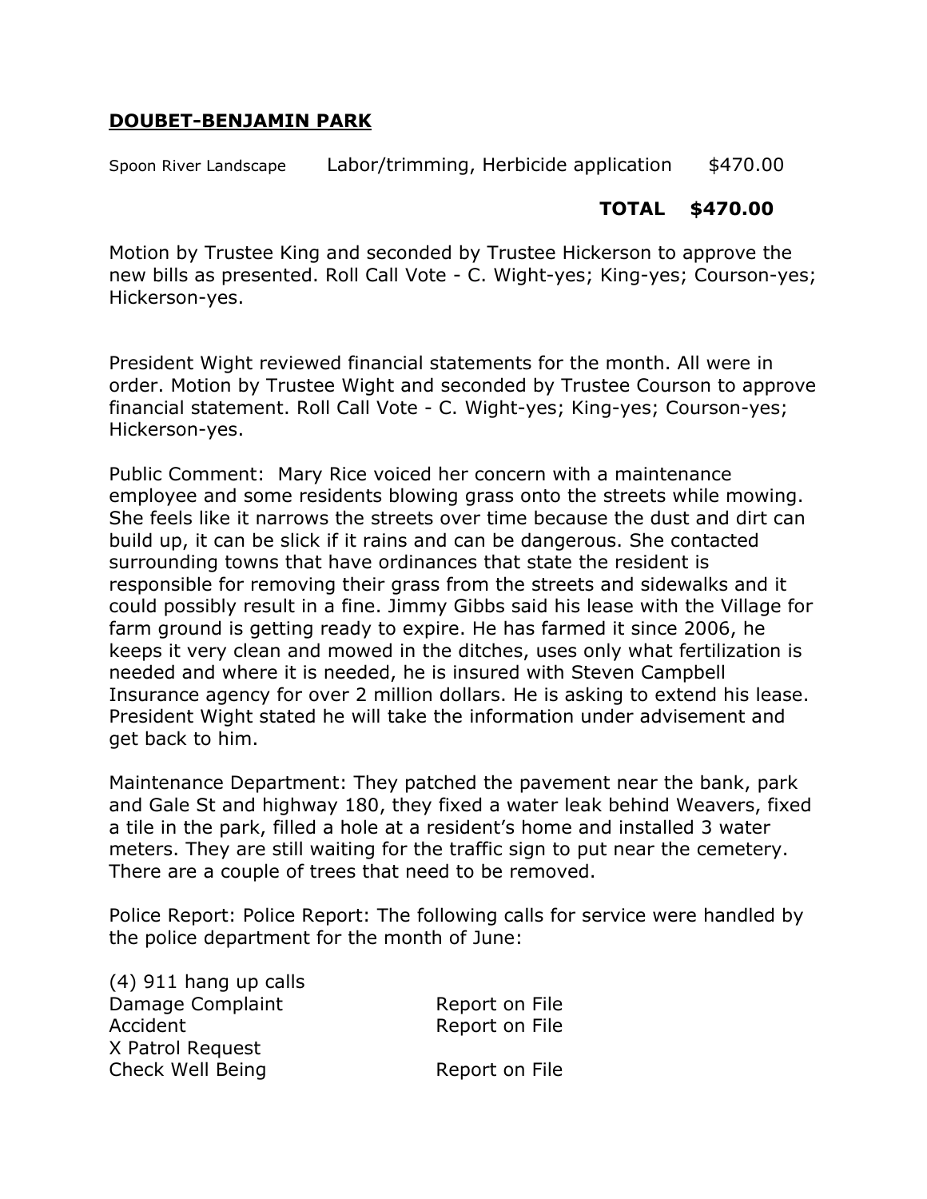## DOUBET-BENJAMIN PARK

| | | |
|---|---|---|
| Spoon River Landscape | Labor/trimming, Herbicide application | $470.00 |
| | **TOTAL** | **$470.00** |

Motion by Trustee King and seconded by Trustee Hickerson to approve the new bills as presented. Roll Call Vote - C. Wight-yes; King-yes; Courson-yes; Hickerson-yes.

President Wight reviewed financial statements for the month. All were in order. Motion by Trustee Wight and seconded by Trustee Courson to approve financial statement. Roll Call Vote - C. Wight-yes; King-yes; Courson-yes; Hickerson-yes.

Public Comment: Mary Rice voiced her concern with a maintenance employee and some residents blowing grass onto the streets while mowing. She feels like it narrows the streets over time because the dust and dirt can build up, it can be slick if it rains and can be dangerous. She contacted surrounding towns that have ordinances that state the resident is responsible for removing their grass from the streets and sidewalks and it could possibly result in a fine. Jimmy Gibbs said his lease with the Village for farm ground is getting ready to expire. He has farmed it since 2006, he keeps it very clean and mowed in the ditches, uses only what fertilization is needed and where it is needed, he is insured with Steven Campbell Insurance agency for over 2 million dollars. He is asking to extend his lease. President Wight stated he will take the information under advisement and get back to him.

Maintenance Department: They patched the pavement near the bank, park and Gale St and highway 180, they fixed a water leak behind Weavers, fixed a tile in the park, filled a hole at a resident's home and installed 3 water meters. They are still waiting for the traffic sign to put near the cemetery. There are a couple of trees that need to be removed.

Police Report: Police Report: The following calls for service were handled by the police department for the month of June:

| | |
|---|---|
| (4) 911 hang up calls | |
| Damage Complaint | Report on File |
| Accident | Report on File |
| X Patrol Request | |
| Check Well Being | Report on File |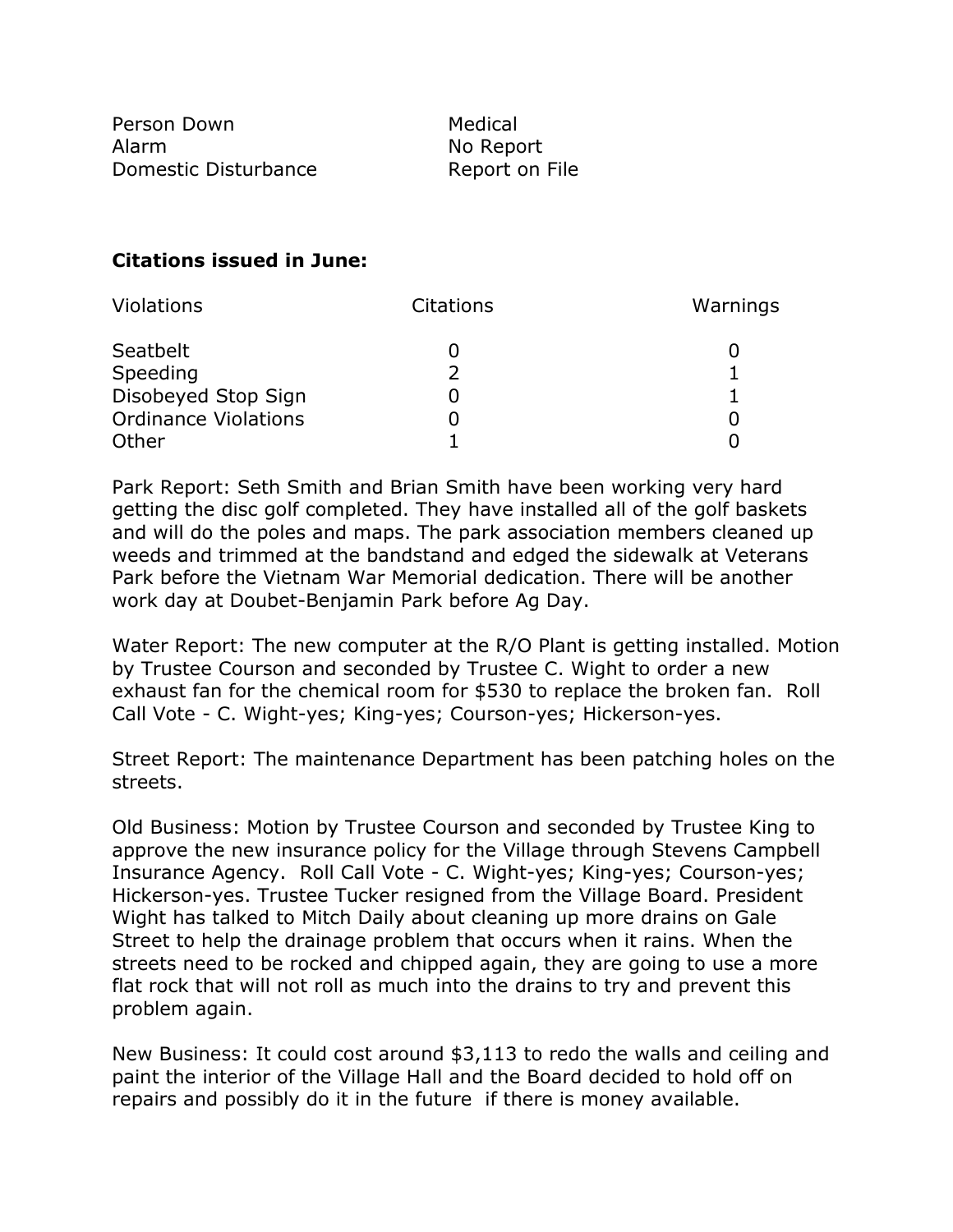| | |
|---|---|
| Person Down | Medical |
| Alarm | No Report |
| Domestic Disturbance | Report on File |

**Citations issued in June:**

| Violations | Citations | Warnings |
|---|---|---|
| Seatbelt | 0 | 0 |
| Speeding | 2 | 1 |
| Disobeyed Stop Sign | 0 | 1 |
| Ordinance Violations | 0 | 0 |
| Other | 1 | 0 |

Park Report: Seth Smith and Brian Smith have been working very hard getting the disc golf completed. They have installed all of the golf baskets and will do the poles and maps. The park association members cleaned up weeds and trimmed at the bandstand and edged the sidewalk at Veterans Park before the Vietnam War Memorial dedication. There will be another work day at Doubet-Benjamin Park before Ag Day.

Water Report: The new computer at the R/O Plant is getting installed. Motion by Trustee Courson and seconded by Trustee C. Wight to order a new exhaust fan for the chemical room for $530 to replace the broken fan. Roll Call Vote - C. Wight-yes; King-yes; Courson-yes; Hickerson-yes.

Street Report: The maintenance Department has been patching holes on the streets.

Old Business: Motion by Trustee Courson and seconded by Trustee King to approve the new insurance policy for the Village through Stevens Campbell Insurance Agency. Roll Call Vote - C. Wight-yes; King-yes; Courson-yes; Hickerson-yes. Trustee Tucker resigned from the Village Board. President Wight has talked to Mitch Daily about cleaning up more drains on Gale Street to help the drainage problem that occurs when it rains. When the streets need to be rocked and chipped again, they are going to use a more flat rock that will not roll as much into the drains to try and prevent this problem again.

New Business: It could cost around $3,113 to redo the walls and ceiling and paint the interior of the Village Hall and the Board decided to hold off on repairs and possibly do it in the future if there is money available.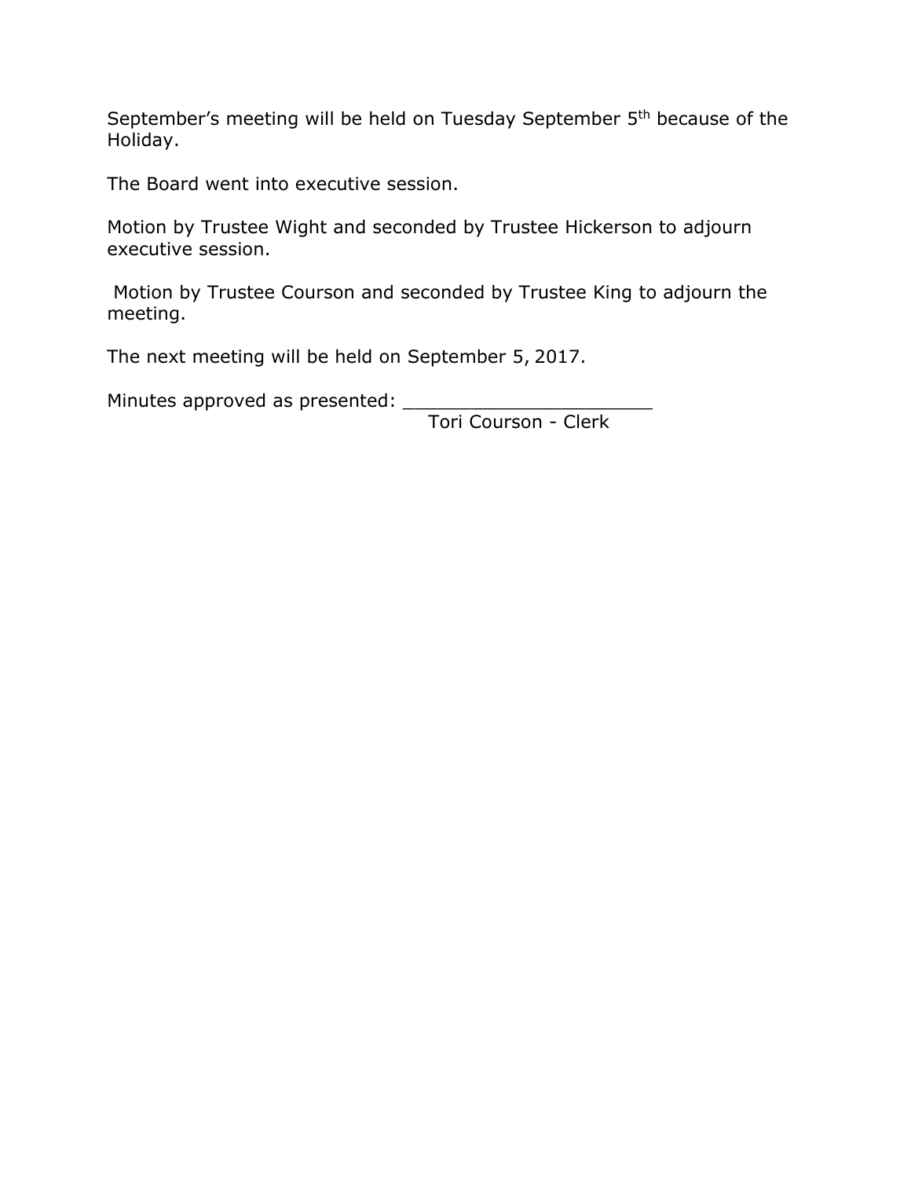September's meeting will be held on Tuesday September 5th because of the Holiday.

The Board went into executive session.

Motion by Trustee Wight and seconded by Trustee Hickerson to adjourn executive session.

Motion by Trustee Courson and seconded by Trustee King to adjourn the meeting.

The next meeting will be held on September 5, 2017.

Minutes approved as presented: ______________________
Tori Courson - Clerk